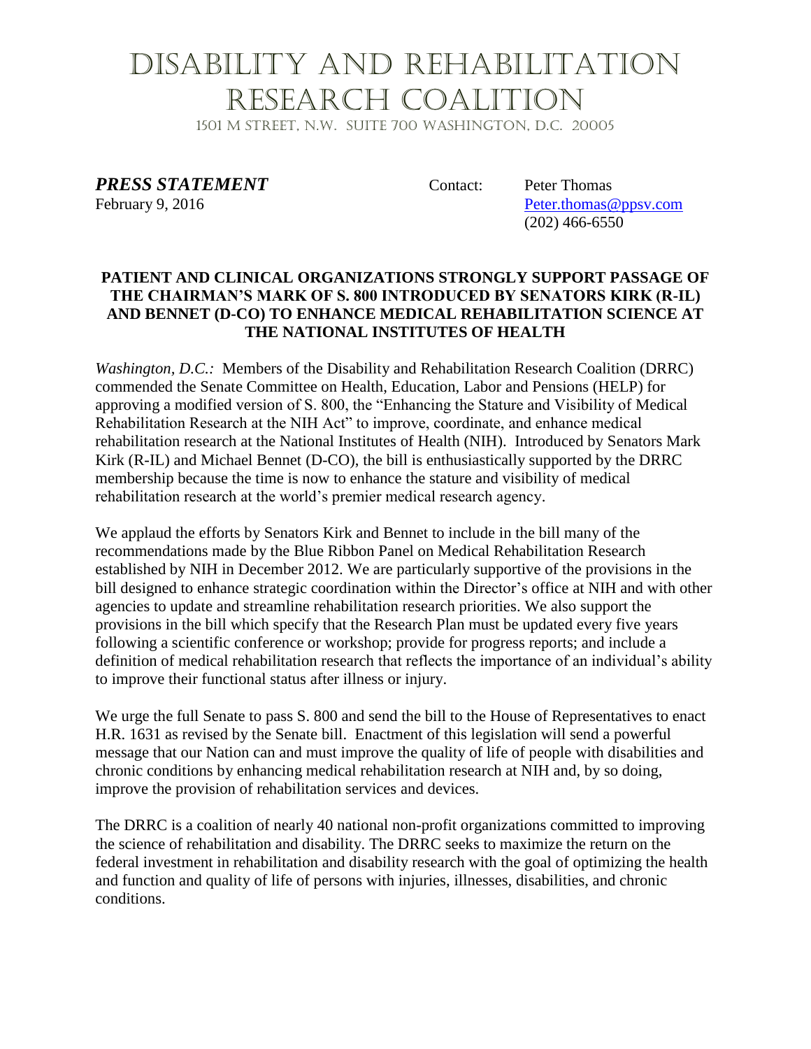# Disability and Rehabilitation Research Coalition

1501 M Street, N.W. Suite 700 Washington, D.C. 20005

***PRESS STATEMENT***

February 9, 2016

Contact: Peter Thomas
Peter.thomas@ppsv.com
(202) 466-6550

**PATIENT AND CLINICAL ORGANIZATIONS STRONGLY SUPPORT PASSAGE OF THE CHAIRMAN'S MARK OF S. 800 INTRODUCED BY SENATORS KIRK (R-IL) AND BENNET (D-CO) TO ENHANCE MEDICAL REHABILITATION SCIENCE AT THE NATIONAL INSTITUTES OF HEALTH**

*Washington, D.C.:* Members of the Disability and Rehabilitation Research Coalition (DRRC) commended the Senate Committee on Health, Education, Labor and Pensions (HELP) for approving a modified version of S. 800, the "Enhancing the Stature and Visibility of Medical Rehabilitation Research at the NIH Act" to improve, coordinate, and enhance medical rehabilitation research at the National Institutes of Health (NIH). Introduced by Senators Mark Kirk (R-IL) and Michael Bennet (D-CO), the bill is enthusiastically supported by the DRRC membership because the time is now to enhance the stature and visibility of medical rehabilitation research at the world's premier medical research agency.

We applaud the efforts by Senators Kirk and Bennet to include in the bill many of the recommendations made by the Blue Ribbon Panel on Medical Rehabilitation Research established by NIH in December 2012. We are particularly supportive of the provisions in the bill designed to enhance strategic coordination within the Director's office at NIH and with other agencies to update and streamline rehabilitation research priorities. We also support the provisions in the bill which specify that the Research Plan must be updated every five years following a scientific conference or workshop; provide for progress reports; and include a definition of medical rehabilitation research that reflects the importance of an individual's ability to improve their functional status after illness or injury.

We urge the full Senate to pass S. 800 and send the bill to the House of Representatives to enact H.R. 1631 as revised by the Senate bill. Enactment of this legislation will send a powerful message that our Nation can and must improve the quality of life of people with disabilities and chronic conditions by enhancing medical rehabilitation research at NIH and, by so doing, improve the provision of rehabilitation services and devices.

The DRRC is a coalition of nearly 40 national non-profit organizations committed to improving the science of rehabilitation and disability. The DRRC seeks to maximize the return on the federal investment in rehabilitation and disability research with the goal of optimizing the health and function and quality of life of persons with injuries, illnesses, disabilities, and chronic conditions.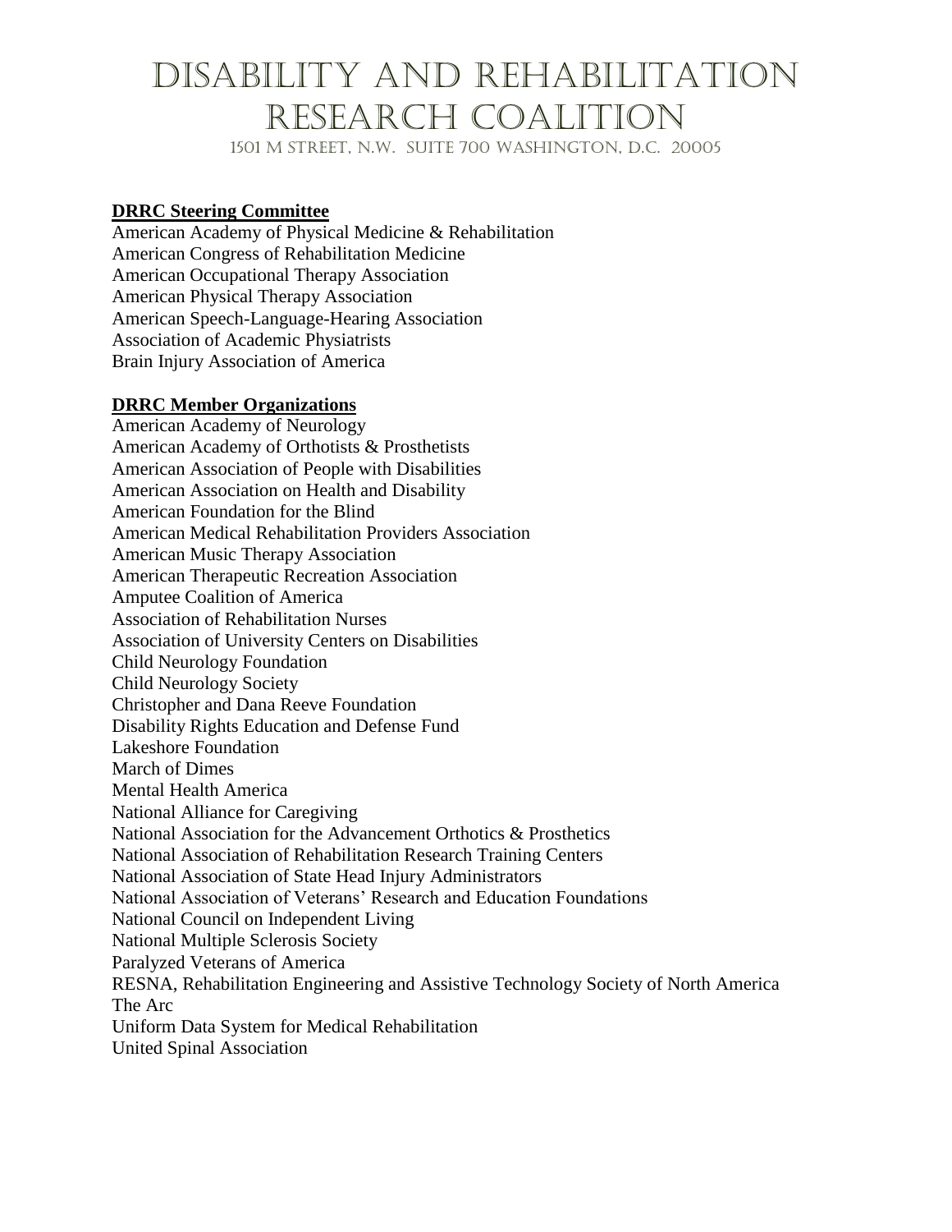# Disability and Rehabilitation Research Coalition

1501 M Street, N.W. Suite 700 Washington, D.C. 20005

**DRRC Steering Committee**

American Academy of Physical Medicine & Rehabilitation
American Congress of Rehabilitation Medicine
American Occupational Therapy Association
American Physical Therapy Association
American Speech-Language-Hearing Association
Association of Academic Physiatrists
Brain Injury Association of America

**DRRC Member Organizations**

American Academy of Neurology
American Academy of Orthotists & Prosthetists
American Association of People with Disabilities
American Association on Health and Disability
American Foundation for the Blind
American Medical Rehabilitation Providers Association
American Music Therapy Association
American Therapeutic Recreation Association
Amputee Coalition of America
Association of Rehabilitation Nurses
Association of University Centers on Disabilities
Child Neurology Foundation
Child Neurology Society
Christopher and Dana Reeve Foundation
Disability Rights Education and Defense Fund
Lakeshore Foundation
March of Dimes
Mental Health America
National Alliance for Caregiving
National Association for the Advancement Orthotics & Prosthetics
National Association of Rehabilitation Research Training Centers
National Association of State Head Injury Administrators
National Association of Veterans' Research and Education Foundations
National Council on Independent Living
National Multiple Sclerosis Society
Paralyzed Veterans of America
RESNA, Rehabilitation Engineering and Assistive Technology Society of North America
The Arc
Uniform Data System for Medical Rehabilitation
United Spinal Association